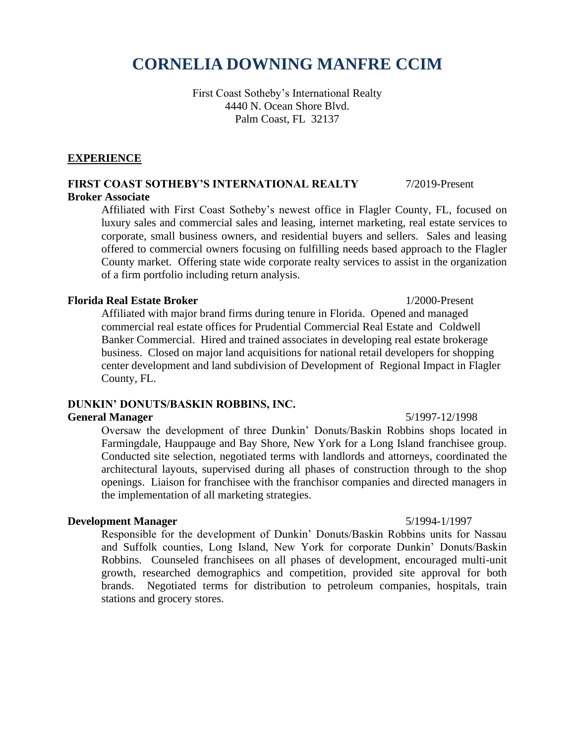# CORNELIA DOWNING MANFRE CCIM

First Coast Sotheby's International Realty
4440 N. Ocean Shore Blvd.
Palm Coast, FL 32137

## EXPERIENCE

**FIRST COAST SOTHEBY'S INTERNATIONAL REALTY** 7/2019-Present
**Broker Associate**

Affiliated with First Coast Sotheby's newest office in Flagler County, FL, focused on luxury sales and commercial sales and leasing, internet marketing, real estate services to corporate, small business owners, and residential buyers and sellers. Sales and leasing offered to commercial owners focusing on fulfilling needs based approach to the Flagler County market. Offering state wide corporate realty services to assist in the organization of a firm portfolio including return analysis.

**Florida Real Estate Broker** 1/2000-Present

Affiliated with major brand firms during tenure in Florida. Opened and managed commercial real estate offices for Prudential Commercial Real Estate and Coldwell Banker Commercial. Hired and trained associates in developing real estate brokerage business. Closed on major land acquisitions for national retail developers for shopping center development and land subdivision of Development of Regional Impact in Flagler County, FL.

**DUNKIN' DONUTS/BASKIN ROBBINS, INC.**
**General Manager** 5/1997-12/1998

Oversaw the development of three Dunkin' Donuts/Baskin Robbins shops located in Farmingdale, Hauppauge and Bay Shore, New York for a Long Island franchisee group. Conducted site selection, negotiated terms with landlords and attorneys, coordinated the architectural layouts, supervised during all phases of construction through to the shop openings. Liaison for franchisee with the franchisor companies and directed managers in the implementation of all marketing strategies.

**Development Manager** 5/1994-1/1997

Responsible for the development of Dunkin' Donuts/Baskin Robbins units for Nassau and Suffolk counties, Long Island, New York for corporate Dunkin' Donuts/Baskin Robbins. Counseled franchisees on all phases of development, encouraged multi-unit growth, researched demographics and competition, provided site approval for both brands. Negotiated terms for distribution to petroleum companies, hospitals, train stations and grocery stores.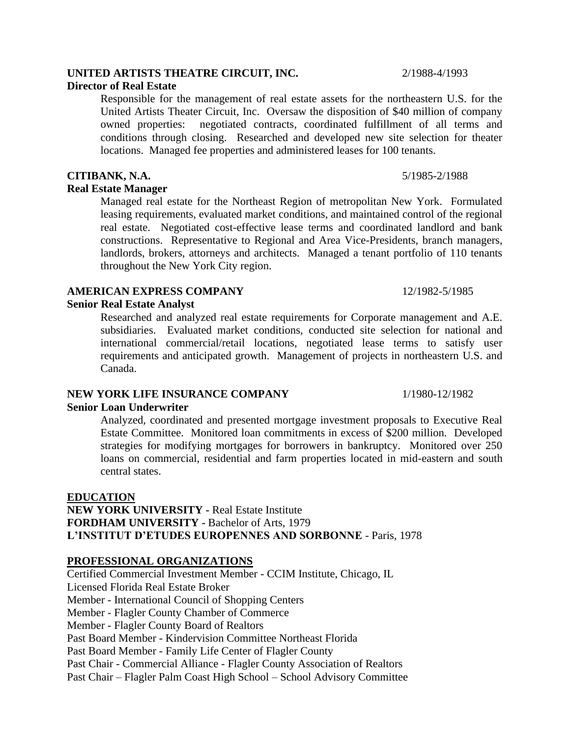**UNITED ARTISTS THEATRE CIRCUIT, INC.** 2/1988-4/1993
**Director of Real Estate**

Responsible for the management of real estate assets for the northeastern U.S. for the United Artists Theater Circuit, Inc. Oversaw the disposition of $40 million of company owned properties: negotiated contracts, coordinated fulfillment of all terms and conditions through closing. Researched and developed new site selection for theater locations. Managed fee properties and administered leases for 100 tenants.

**CITIBANK, N.A.** 5/1985-2/1988
**Real Estate Manager**

Managed real estate for the Northeast Region of metropolitan New York. Formulated leasing requirements, evaluated market conditions, and maintained control of the regional real estate. Negotiated cost-effective lease terms and coordinated landlord and bank constructions. Representative to Regional and Area Vice-Presidents, branch managers, landlords, brokers, attorneys and architects. Managed a tenant portfolio of 110 tenants throughout the New York City region.

**AMERICAN EXPRESS COMPANY** 12/1982-5/1985
**Senior Real Estate Analyst**

Researched and analyzed real estate requirements for Corporate management and A.E. subsidiaries. Evaluated market conditions, conducted site selection for national and international commercial/retail locations, negotiated lease terms to satisfy user requirements and anticipated growth. Management of projects in northeastern U.S. and Canada.

**NEW YORK LIFE INSURANCE COMPANY** 1/1980-12/1982
**Senior Loan Underwriter**

Analyzed, coordinated and presented mortgage investment proposals to Executive Real Estate Committee. Monitored loan commitments in excess of $200 million. Developed strategies for modifying mortgages for borrowers in bankruptcy. Monitored over 250 loans on commercial, residential and farm properties located in mid-eastern and south central states.

## EDUCATION

**NEW YORK UNIVERSITY -** Real Estate Institute
**FORDHAM UNIVERSITY -** Bachelor of Arts, 1979
**L'INSTITUT D'ETUDES EUROPENNES AND SORBONNE** - Paris, 1978

## PROFESSIONAL ORGANIZATIONS

Certified Commercial Investment Member - CCIM Institute, Chicago, IL
Licensed Florida Real Estate Broker
Member - International Council of Shopping Centers
Member - Flagler County Chamber of Commerce
Member - Flagler County Board of Realtors
Past Board Member - Kindervision Committee Northeast Florida
Past Board Member - Family Life Center of Flagler County
Past Chair - Commercial Alliance - Flagler County Association of Realtors
Past Chair – Flagler Palm Coast High School – School Advisory Committee